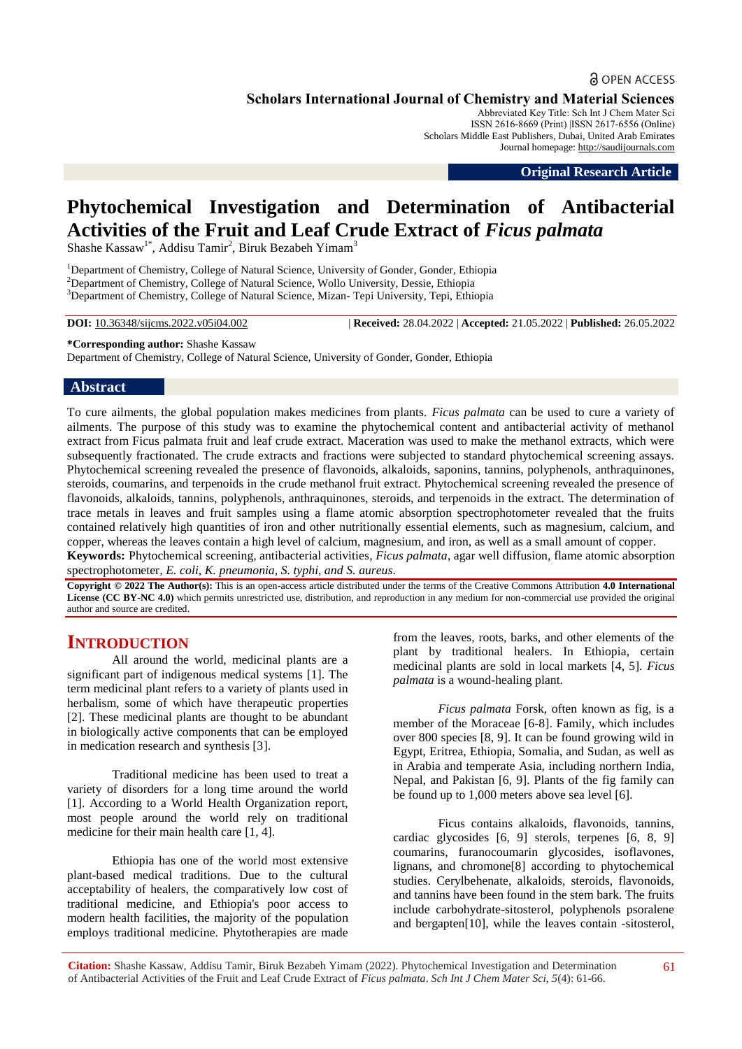Original Research Article

# Phytochemical Investigation and Determination of Antibacterial Activities of the Fruit and Leaf Crude Extract of *Ficus palmata*

Shashe Kassaw[1*], Addisu Tamir[2], Biruk Bezabeh Yimam[3]

[1]Department of Chemistry, College of Natural Science, University of Gonder, Gonder, Ethiopia
[2]Department of Chemistry, College of Natural Science, Wollo University, Dessie, Ethiopia
[3]Department of Chemistry, College of Natural Science, Mizan- Tepi University, Tepi, Ethiopia

**DOI:** 10.36348/sijcms.2022.v05i04.002 | **Received:** 28.04.2022 | **Accepted:** 21.05.2022 | **Published:** 26.05.2022

**\*Corresponding author:** Shashe Kassaw
Department of Chemistry, College of Natural Science, University of Gonder, Gonder, Ethiopia

## Abstract

To cure ailments, the global population makes medicines from plants. *Ficus palmata* can be used to cure a variety of ailments. The purpose of this study was to examine the phytochemical content and antibacterial activity of methanol extract from Ficus palmata fruit and leaf crude extract. Maceration was used to make the methanol extracts, which were subsequently fractionated. The crude extracts and fractions were subjected to standard phytochemical screening assays. Phytochemical screening revealed the presence of flavonoids, alkaloids, saponins, tannins, polyphenols, anthraquinones, steroids, coumarins, and terpenoids in the crude methanol fruit extract. Phytochemical screening revealed the presence of flavonoids, alkaloids, tannins, polyphenols, anthraquinones, steroids, and terpenoids in the extract. The determination of trace metals in leaves and fruit samples using a flame atomic absorption spectrophotometer revealed that the fruits contained relatively high quantities of iron and other nutritionally essential elements, such as magnesium, calcium, and copper, whereas the leaves contain a high level of calcium, magnesium, and iron, as well as a small amount of copper.

**Keywords:** Phytochemical screening, antibacterial activities, *Ficus palmata*, agar well diffusion, flame atomic absorption spectrophotometer, *E. coli, K. pneumonia, S. typhi, and S. aureus*.

**Copyright © 2022 The Author(s):** This is an open-access article distributed under the terms of the Creative Commons Attribution **4.0 International License (CC BY-NC 4.0)** which permits unrestricted use, distribution, and reproduction in any medium for non-commercial use provided the original author and source are credited.

## INTRODUCTION

All around the world, medicinal plants are a significant part of indigenous medical systems [1]. The term medicinal plant refers to a variety of plants used in herbalism, some of which have therapeutic properties [2]. These medicinal plants are thought to be abundant in biologically active components that can be employed in medication research and synthesis [3].

Traditional medicine has been used to treat a variety of disorders for a long time around the world [1]. According to a World Health Organization report, most people around the world rely on traditional medicine for their main health care [1, 4].

Ethiopia has one of the world most extensive plant-based medical traditions. Due to the cultural acceptability of healers, the comparatively low cost of traditional medicine, and Ethiopia's poor access to modern health facilities, the majority of the population employs traditional medicine. Phytotherapies are made from the leaves, roots, barks, and other elements of the plant by traditional healers. In Ethiopia, certain medicinal plants are sold in local markets [4, 5]. *Ficus palmata* is a wound-healing plant.

*Ficus palmata* Forsk, often known as fig, is a member of the Moraceae [6-8]. Family, which includes over 800 species [8, 9]. It can be found growing wild in Egypt, Eritrea, Ethiopia, Somalia, and Sudan, as well as in Arabia and temperate Asia, including northern India, Nepal, and Pakistan [6, 9]. Plants of the fig family can be found up to 1,000 meters above sea level [6].

Ficus contains alkaloids, flavonoids, tannins, cardiac glycosides [6, 9] sterols, terpenes [6, 8, 9] coumarins, furanocoumarin glycosides, isoflavones, lignans, and chromone[8] according to phytochemical studies. Cerylbehenate, alkaloids, steroids, flavonoids, and tannins have been found in the stem bark. The fruits include carbohydrate-sitosterol, polyphenols psoralene and bergapten[10], while the leaves contain -sitosterol,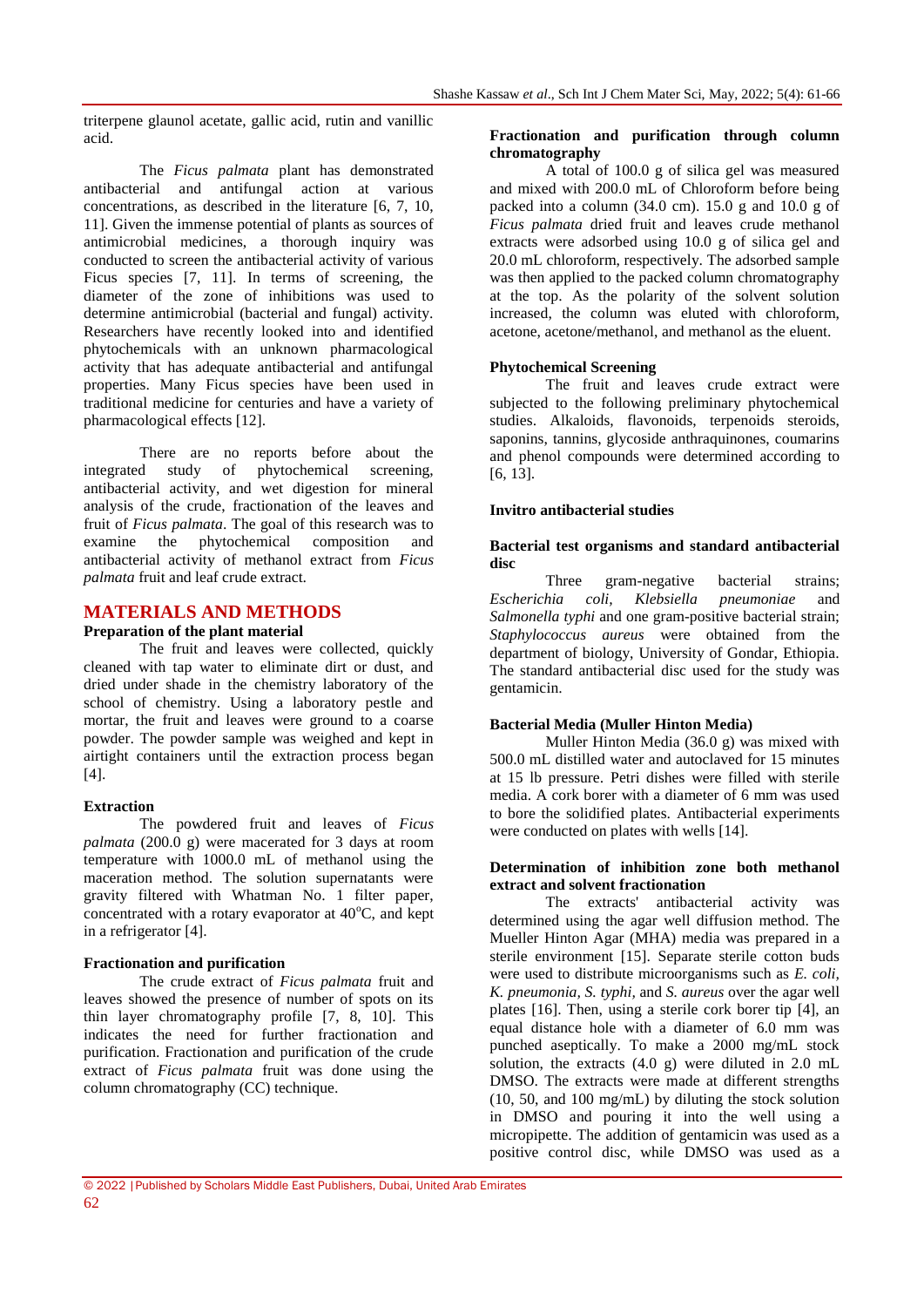triterpene glaunol acetate, gallic acid, rutin and vanillic acid.

The *Ficus palmata* plant has demonstrated antibacterial and antifungal action at various concentrations, as described in the literature [6, 7, 10, 11]. Given the immense potential of plants as sources of antimicrobial medicines, a thorough inquiry was conducted to screen the antibacterial activity of various Ficus species [7, 11]. In terms of screening, the diameter of the zone of inhibitions was used to determine antimicrobial (bacterial and fungal) activity. Researchers have recently looked into and identified phytochemicals with an unknown pharmacological activity that has adequate antibacterial and antifungal properties. Many Ficus species have been used in traditional medicine for centuries and have a variety of pharmacological effects [12].

There are no reports before about the integrated study of phytochemical screening, antibacterial activity, and wet digestion for mineral analysis of the crude, fractionation of the leaves and fruit of *Ficus palmata*. The goal of this research was to examine the phytochemical composition and antibacterial activity of methanol extract from *Ficus palmata* fruit and leaf crude extract.

## MATERIALS AND METHODS

### Preparation of the plant material

The fruit and leaves were collected, quickly cleaned with tap water to eliminate dirt or dust, and dried under shade in the chemistry laboratory of the school of chemistry. Using a laboratory pestle and mortar, the fruit and leaves were ground to a coarse powder. The powder sample was weighed and kept in airtight containers until the extraction process began [4].

### Extraction

The powdered fruit and leaves of *Ficus palmata* (200.0 g) were macerated for 3 days at room temperature with 1000.0 mL of methanol using the maceration method. The solution supernatants were gravity filtered with Whatman No. 1 filter paper, concentrated with a rotary evaporator at $40^oC$, and kept in a refrigerator [4].

### Fractionation and purification

The crude extract of *Ficus palmata* fruit and leaves showed the presence of number of spots on its thin layer chromatography profile [7, 8, 10]. This indicates the need for further fractionation and purification. Fractionation and purification of the crude extract of *Ficus palmata* fruit was done using the column chromatography (CC) technique.

### Fractionation and purification through column chromatography

A total of 100.0 g of silica gel was measured and mixed with 200.0 mL of Chloroform before being packed into a column (34.0 cm). 15.0 g and 10.0 g of *Ficus palmata* dried fruit and leaves crude methanol extracts were adsorbed using 10.0 g of silica gel and 20.0 mL chloroform, respectively. The adsorbed sample was then applied to the packed column chromatography at the top. As the polarity of the solvent solution increased, the column was eluted with chloroform, acetone, acetone/methanol, and methanol as the eluent.

### Phytochemical Screening

The fruit and leaves crude extract were subjected to the following preliminary phytochemical studies. Alkaloids, flavonoids, terpenoids steroids, saponins, tannins, glycoside anthraquinones, coumarins and phenol compounds were determined according to [6, 13].

### Invitro antibacterial studies

#### Bacterial test organisms and standard antibacterial disc

Three gram-negative bacterial strains; *Escherichia coli, Klebsiella pneumoniae* and *Salmonella typhi* and one gram-positive bacterial strain; *Staphylococcus aureus* were obtained from the department of biology, University of Gondar, Ethiopia. The standard antibacterial disc used for the study was gentamicin.

#### Bacterial Media (Muller Hinton Media)

Muller Hinton Media (36.0 g) was mixed with 500.0 mL distilled water and autoclaved for 15 minutes at 15 lb pressure. Petri dishes were filled with sterile media. A cork borer with a diameter of 6 mm was used to bore the solidified plates. Antibacterial experiments were conducted on plates with wells [14].

#### Determination of inhibition zone both methanol extract and solvent fractionation

The extracts' antibacterial activity was determined using the agar well diffusion method. The Mueller Hinton Agar (MHA) media was prepared in a sterile environment [15]. Separate sterile cotton buds were used to distribute microorganisms such as *E. coli, K. pneumonia, S. typhi,* and *S. aureus* over the agar well plates [16]. Then, using a sterile cork borer tip [4], an equal distance hole with a diameter of 6.0 mm was punched aseptically. To make a 2000 mg/mL stock solution, the extracts (4.0 g) were diluted in 2.0 mL DMSO. The extracts were made at different strengths (10, 50, and 100 mg/mL) by diluting the stock solution in DMSO and pouring it into the well using a micropipette. The addition of gentamicin was used as a positive control disc, while DMSO was used as a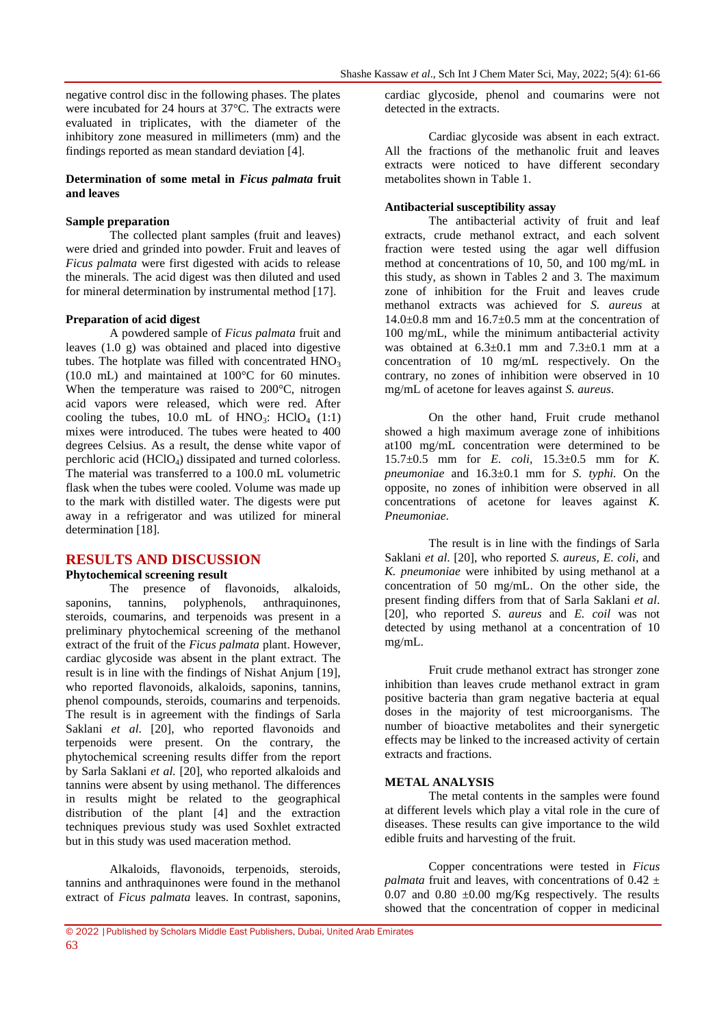negative control disc in the following phases. The plates were incubated for 24 hours at 37°C. The extracts were evaluated in triplicates, with the diameter of the inhibitory zone measured in millimeters (mm) and the findings reported as mean standard deviation [4].

**Determination of some metal in *Ficus palmata* fruit and leaves**

**Sample preparation**

The collected plant samples (fruit and leaves) were dried and grinded into powder. Fruit and leaves of *Ficus palmata* were first digested with acids to release the minerals. The acid digest was then diluted and used for mineral determination by instrumental method [17].

**Preparation of acid digest**

A powdered sample of *Ficus palmata* fruit and leaves (1.0 g) was obtained and placed into digestive tubes. The hotplate was filled with concentrated $HNO_3$ (10.0 mL) and maintained at 100°C for 60 minutes. When the temperature was raised to 200°C, nitrogen acid vapors were released, which were red. After cooling the tubes, 10.0 mL of $HNO_3$: $HClO_4$ (1:1) mixes were introduced. The tubes were heated to 400 degrees Celsius. As a result, the dense white vapor of perchloric acid ($HClO_4$) dissipated and turned colorless. The material was transferred to a 100.0 mL volumetric flask when the tubes were cooled. Volume was made up to the mark with distilled water. The digests were put away in a refrigerator and was utilized for mineral determination [18].

## RESULTS AND DISCUSSION

**Phytochemical screening result**

The presence of flavonoids, alkaloids, saponins, tannins, polyphenols, anthraquinones, steroids, coumarins, and terpenoids was present in a preliminary phytochemical screening of the methanol extract of the fruit of the *Ficus palmata* plant. However, cardiac glycoside was absent in the plant extract. The result is in line with the findings of Nishat Anjum [19], who reported flavonoids, alkaloids, saponins, tannins, phenol compounds, steroids, coumarins and terpenoids. The result is in agreement with the findings of Sarla Saklani *et al*. [20], who reported flavonoids and terpenoids were present. On the contrary, the phytochemical screening results differ from the report by Sarla Saklani *et al*. [20], who reported alkaloids and tannins were absent by using methanol. The differences in results might be related to the geographical distribution of the plant [4] and the extraction techniques previous study was used Soxhlet extracted but in this study was used maceration method.

Alkaloids, flavonoids, terpenoids, steroids, tannins and anthraquinones were found in the methanol extract of *Ficus palmata* leaves. In contrast, saponins, cardiac glycoside, phenol and coumarins were not detected in the extracts.

Cardiac glycoside was absent in each extract. All the fractions of the methanolic fruit and leaves extracts were noticed to have different secondary metabolites shown in Table 1.

**Antibacterial susceptibility assay**

The antibacterial activity of fruit and leaf extracts, crude methanol extract, and each solvent fraction were tested using the agar well diffusion method at concentrations of 10, 50, and 100 mg/mL in this study, as shown in Tables 2 and 3. The maximum zone of inhibition for the Fruit and leaves crude methanol extracts was achieved for *S. aureus* at 14.0±0.8 mm and 16.7±0.5 mm at the concentration of 100 mg/mL, while the minimum antibacterial activity was obtained at 6.3±0.1 mm and 7.3±0.1 mm at a concentration of 10 mg/mL respectively. On the contrary, no zones of inhibition were observed in 10 mg/mL of acetone for leaves against *S. aureus*.

On the other hand, Fruit crude methanol showed a high maximum average zone of inhibitions at100 mg/mL concentration were determined to be 15.7±0.5 mm for *E. coli*, 15.3±0.5 mm for *K. pneumoniae* and 16.3±0.1 mm for *S. typhi.* On the opposite, no zones of inhibition were observed in all concentrations of acetone for leaves against *K. Pneumoniae*.

The result is in line with the findings of Sarla Saklani *et al*. [20], who reported *S. aureus, E. coli,* and *K. pneumoniae* were inhibited by using methanol at a concentration of 50 mg/mL. On the other side, the present finding differs from that of Sarla Saklani *et al*. [20], who reported *S. aureus* and *E. coil* was not detected by using methanol at a concentration of 10 mg/mL.

Fruit crude methanol extract has stronger zone inhibition than leaves crude methanol extract in gram positive bacteria than gram negative bacteria at equal doses in the majority of test microorganisms. The number of bioactive metabolites and their synergetic effects may be linked to the increased activity of certain extracts and fractions.

## METAL ANALYSIS

The metal contents in the samples were found at different levels which play a vital role in the cure of diseases. These results can give importance to the wild edible fruits and harvesting of the fruit.

Copper concentrations were tested in *Ficus palmata* fruit and leaves, with concentrations of 0.42 ± 0.07 and 0.80 ±0.00 mg/Kg respectively. The results showed that the concentration of copper in medicinal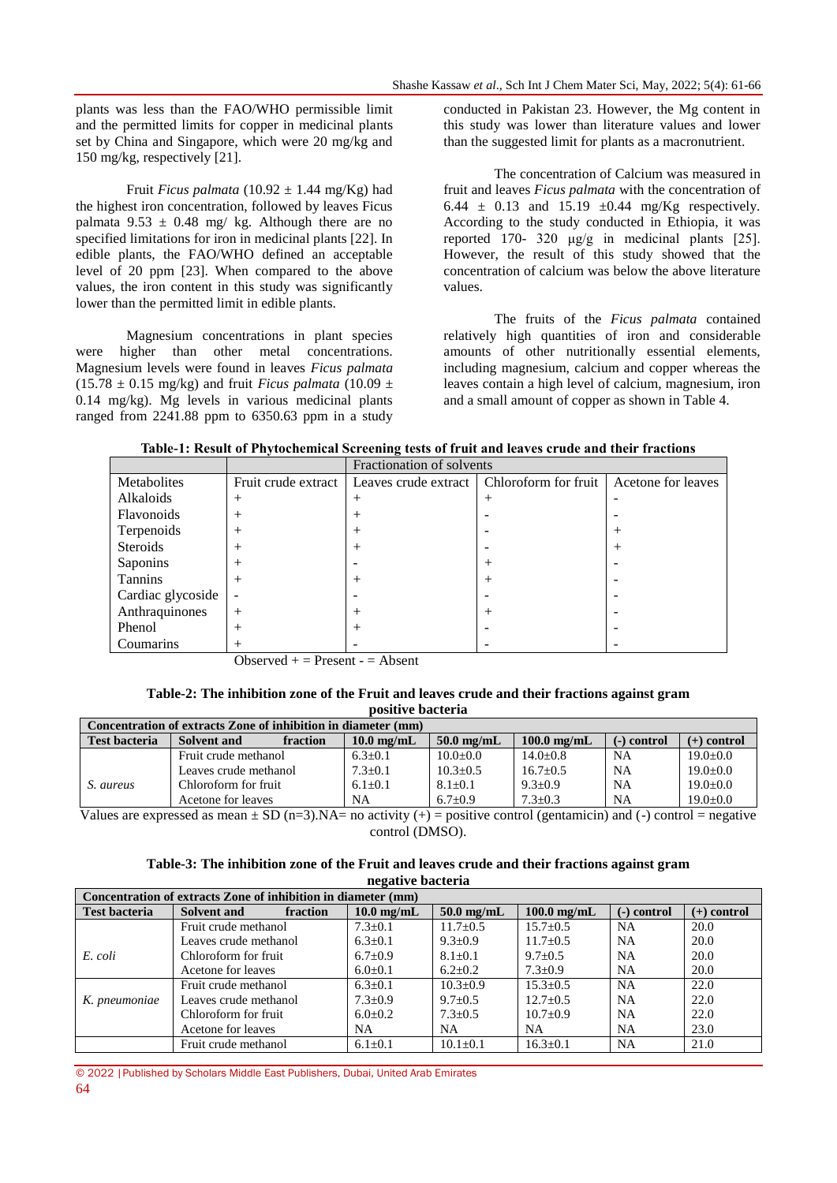plants was less than the FAO/WHO permissible limit and the permitted limits for copper in medicinal plants set by China and Singapore, which were 20 mg/kg and 150 mg/kg, respectively [21].

Fruit *Ficus palmata* (10.92 ± 1.44 mg/Kg) had the highest iron concentration, followed by leaves Ficus palmata 9.53 ± 0.48 mg/ kg. Although there are no specified limitations for iron in medicinal plants [22]. In edible plants, the FAO/WHO defined an acceptable level of 20 ppm [23]. When compared to the above values, the iron content in this study was significantly lower than the permitted limit in edible plants.

Magnesium concentrations in plant species were higher than other metal concentrations. Magnesium levels were found in leaves *Ficus palmata* (15.78 ± 0.15 mg/kg) and fruit *Ficus palmata* (10.09 ± 0.14 mg/kg). Mg levels in various medicinal plants ranged from 2241.88 ppm to 6350.63 ppm in a study conducted in Pakistan 23. However, the Mg content in this study was lower than literature values and lower than the suggested limit for plants as a macronutrient.

The concentration of Calcium was measured in fruit and leaves *Ficus palmata* with the concentration of 6.44 ± 0.13 and 15.19 ±0.44 mg/Kg respectively. According to the study conducted in Ethiopia, it was reported 170- 320 μg/g in medicinal plants [25]. However, the result of this study showed that the concentration of calcium was below the above literature values.

The fruits of the *Ficus palmata* contained relatively high quantities of iron and considerable amounts of other nutritionally essential elements, including magnesium, calcium and copper whereas the leaves contain a high level of calcium, magnesium, iron and a small amount of copper as shown in Table 4.

**Table-1: Result of Phytochemical Screening tests of fruit and leaves crude and their fractions**

| | Fractionation of solvents | | | |
|---|---|---|---|---|
| Metabolites | Fruit crude extract | Leaves crude extract | Chloroform for fruit | Acetone for leaves |
| Alkaloids | + | + | + | - |
| Flavonoids | + | + | - | - |
| Terpenoids | + | + | - | + |
| Steroids | + | + | - | + |
| Saponins | + | - | + | - |
| Tannins | + | + | + | - |
| Cardiac glycoside | - | - | - | - |
| Anthraquinones | + | + | + | - |
| Phenol | + | + | - | - |
| Coumarins | + | - | - | - |

Observed + = Present - = Absent

**Table-2: The inhibition zone of the Fruit and leaves crude and their fractions against gram positive bacteria**

| Concentration of extracts Zone of inhibition in diameter (mm) | | | | | | |
|---|---|---|---|---|---|---|
| **Test bacteria** | **Solvent and fraction** | **10.0 mg/mL** | **50.0 mg/mL** | **100.0 mg/mL** | **(-) control** | **(+) control** |
| *S. aureus* | Fruit crude methanol | 6.3±0.1 | 10.0±0.0 | 14.0±0.8 | NA | 19.0±0.0 |
| | Leaves crude methanol | 7.3±0.1 | 10.3±0.5 | 16.7±0.5 | NA | 19.0±0.0 |
| | Chloroform for fruit | 6.1±0.1 | 8.1±0.1 | 9.3±0.9 | NA | 19.0±0.0 |
| | Acetone for leaves | NA | 6.7±0.9 | 7.3±0.3 | NA | 19.0±0.0 |

Values are expressed as mean ± SD (n=3).NA= no activity (+) = positive control (gentamicin) and (-) control = negative control (DMSO).

**Table-3: The inhibition zone of the Fruit and leaves crude and their fractions against gram negative bacteria**

| Concentration of extracts Zone of inhibition in diameter (mm) | | | | | | |
|---|---|---|---|---|---|---|
| **Test bacteria** | **Solvent and fraction** | **10.0 mg/mL** | **50.0 mg/mL** | **100.0 mg/mL** | **(-) control** | **(+) control** |
| *E. coli* | Fruit crude methanol | 7.3±0.1 | 11.7±0.5 | 15.7±0.5 | NA | 20.0 |
| | Leaves crude methanol | 6.3±0.1 | 9.3±0.9 | 11.7±0.5 | NA | 20.0 |
| | Chloroform for fruit | 6.7±0.9 | 8.1±0.1 | 9.7±0.5 | NA | 20.0 |
| | Acetone for leaves | 6.0±0.1 | 6.2±0.2 | 7.3±0.9 | NA | 20.0 |
| *K. pneumoniae* | Fruit crude methanol | 6.3±0.1 | 10.3±0.9 | 15.3±0.5 | NA | 22.0 |
| | Leaves crude methanol | 7.3±0.9 | 9.7±0.5 | 12.7±0.5 | NA | 22.0 |
| | Chloroform for fruit | 6.0±0.2 | 7.3±0.5 | 10.7±0.9 | NA | 22.0 |
| | Acetone for leaves | NA | NA | NA | NA | 23.0 |
| | Fruit crude methanol | 6.1±0.1 | 10.1±0.1 | 16.3±0.1 | NA | 21.0 |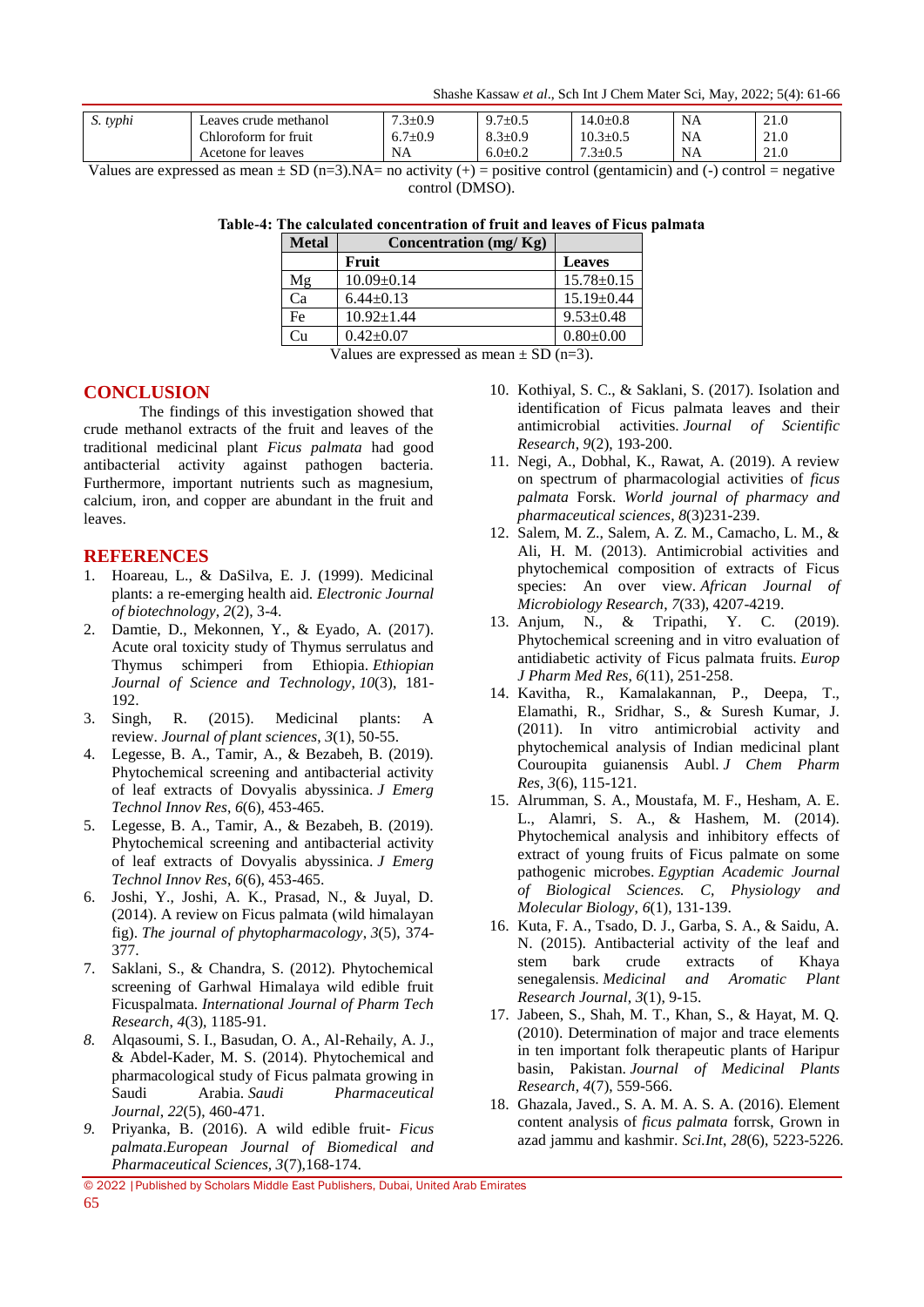| S. typhi | Leaves crude methanol | 7.3±0.9 | 9.7±0.5 | 14.0±0.8 | NA | 21.0 |
|---|---|---|---|---|---|---|
| | Chloroform for fruit | 6.7±0.9 | 8.3±0.9 | 10.3±0.5 | NA | 21.0 |
| | Acetone for leaves | NA | 6.0±0.2 | 7.3±0.5 | NA | 21.0 |

Values are expressed as mean ± SD (n=3).NA= no activity (+) = positive control (gentamicin) and (-) control = negative control (DMSO).

**Table-4: The calculated concentration of fruit and leaves of Ficus palmata**

| Metal | Concentration (mg/ Kg) | |
|---|---|---|
| | Fruit | Leaves |
| Mg | 10.09±0.14 | 15.78±0.15 |
| Ca | 6.44±0.13 | 15.19±0.44 |
| Fe | 10.92±1.44 | 9.53±0.48 |
| Cu | 0.42±0.07 | 0.80±0.00 |

Values are expressed as mean ± SD (n=3).

## CONCLUSION

The findings of this investigation showed that crude methanol extracts of the fruit and leaves of the traditional medicinal plant *Ficus palmata* had good antibacterial activity against pathogen bacteria. Furthermore, important nutrients such as magnesium, calcium, iron, and copper are abundant in the fruit and leaves.

## REFERENCES

1. Hoareau, L., & DaSilva, E. J. (1999). Medicinal plants: a re-emerging health aid. *Electronic Journal of biotechnology*, *2*(2), 3-4.
2. Damtie, D., Mekonnen, Y., & Eyado, A. (2017). Acute oral toxicity study of Thymus serrulatus and Thymus schimperi from Ethiopia. *Ethiopian Journal of Science and Technology*, *10*(3), 181-192.
3. Singh, R. (2015). Medicinal plants: A review. *Journal of plant sciences*, *3*(1), 50-55.
4. Legesse, B. A., Tamir, A., & Bezabeh, B. (2019). Phytochemical screening and antibacterial activity of leaf extracts of Dovyalis abyssinica. *J Emerg Technol Innov Res*, *6*(6), 453-465.
5. Legesse, B. A., Tamir, A., & Bezabeh, B. (2019). Phytochemical screening and antibacterial activity of leaf extracts of Dovyalis abyssinica. *J Emerg Technol Innov Res*, *6*(6), 453-465.
6. Joshi, Y., Joshi, A. K., Prasad, N., & Juyal, D. (2014). A review on Ficus palmata (wild himalayan fig). *The journal of phytopharmacology*, *3*(5), 374-377.
7. Saklani, S., & Chandra, S. (2012). Phytochemical screening of Garhwal Himalaya wild edible fruit Ficuspalmata. *International Journal of Pharm Tech Research*, *4*(3), 1185-91.
8. Alqasoumi, S. I., Basudan, O. A., Al-Rehaily, A. J., & Abdel-Kader, M. S. (2014). Phytochemical and pharmacological study of Ficus palmata growing in Saudi Arabia. *Saudi Pharmaceutical Journal*, *22*(5), 460-471.
9. Priyanka, B. (2016). A wild edible fruit- *Ficus palmata.European Journal of Biomedical and Pharmaceutical Sciences*, *3*(7),168-174.
10. Kothiyal, S. C., & Saklani, S. (2017). Isolation and identification of Ficus palmata leaves and their antimicrobial activities. *Journal of Scientific Research*, *9*(2), 193-200.
11. Negi, A., Dobhal, K., Rawat, A. (2019). A review on spectrum of pharmacologial activities of *ficus palmata* Forsk. *World journal of pharmacy and pharmaceutical sciences*, *8*(3)231-239.
12. Salem, M. Z., Salem, A. Z. M., Camacho, L. M., & Ali, H. M. (2013). Antimicrobial activities and phytochemical composition of extracts of Ficus species: An over view. *African Journal of Microbiology Research*, *7*(33), 4207-4219.
13. Anjum, N., & Tripathi, Y. C. (2019). Phytochemical screening and in vitro evaluation of antidiabetic activity of Ficus palmata fruits. *Europ J Pharm Med Res*, *6*(11), 251-258.
14. Kavitha, R., Kamalakannan, P., Deepa, T., Elamathi, R., Sridhar, S., & Suresh Kumar, J. (2011). In vitro antimicrobial activity and phytochemical analysis of Indian medicinal plant Couroupita guianensis Aubl. *J Chem Pharm Res*, *3*(6), 115-121.
15. Alrumman, S. A., Moustafa, M. F., Hesham, A. E. L., Alamri, S. A., & Hashem, M. (2014). Phytochemical analysis and inhibitory effects of extract of young fruits of Ficus palmate on some pathogenic microbes. *Egyptian Academic Journal of Biological Sciences. C, Physiology and Molecular Biology*, *6*(1), 131-139.
16. Kuta, F. A., Tsado, D. J., Garba, S. A., & Saidu, A. N. (2015). Antibacterial activity of the leaf and stem bark crude extracts of Khaya senegalensis. *Medicinal and Aromatic Plant Research Journal*, *3*(1), 9-15.
17. Jabeen, S., Shah, M. T., Khan, S., & Hayat, M. Q. (2010). Determination of major and trace elements in ten important folk therapeutic plants of Haripur basin, Pakistan. *Journal of Medicinal Plants Research*, *4*(7), 559-566.
18. Ghazala, Javed., S. A. M. A. S. A. (2016). Element content analysis of *ficus palmata* forrsk, Grown in azad jammu and kashmir. *Sci.Int*, *28*(6), 5223-5226.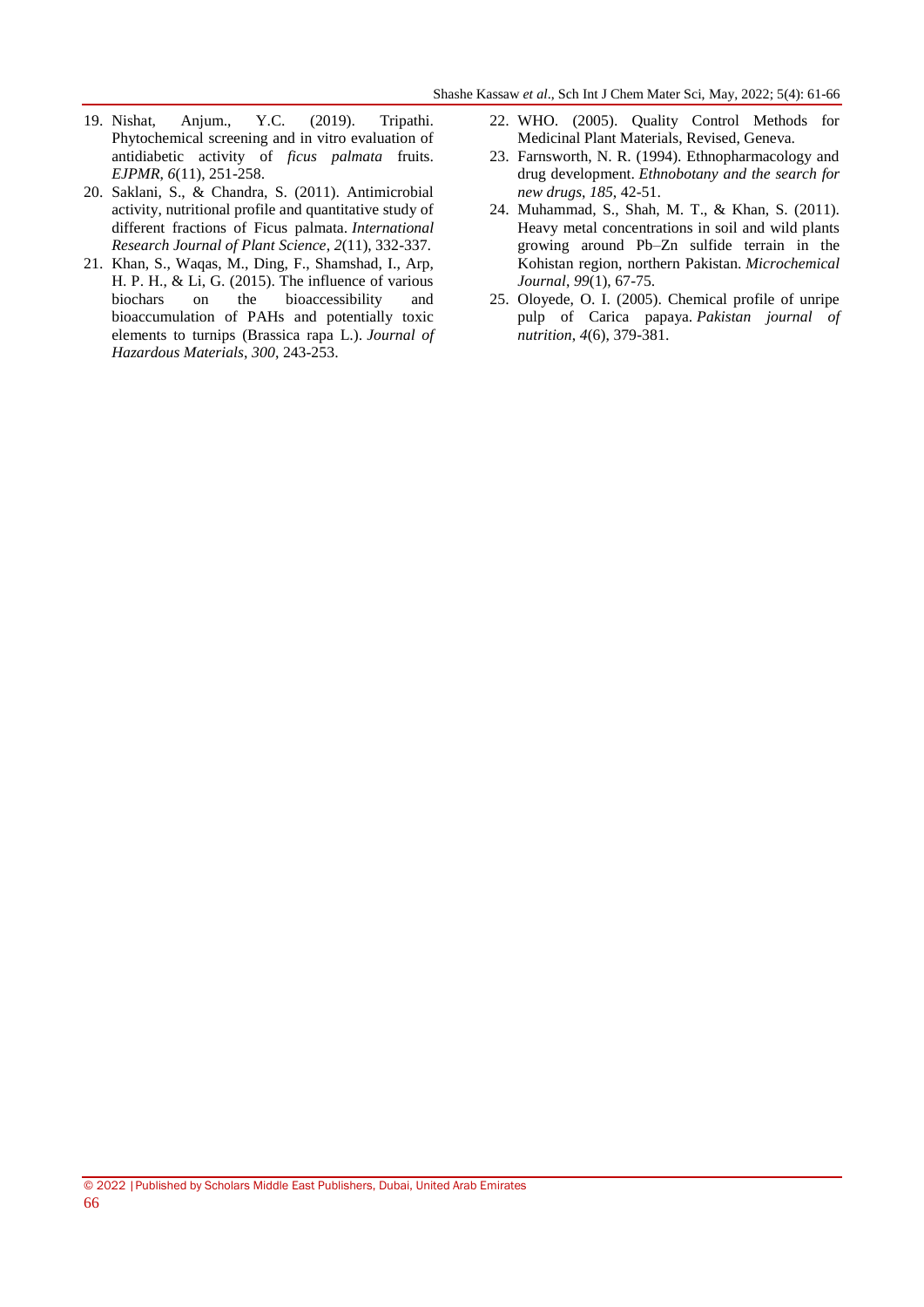19. Nishat, Anjum., Y.C. (2019). Tripathi. Phytochemical screening and in vitro evaluation of antidiabetic activity of *ficus palmata* fruits. *EJPMR*, *6*(11), 251-258.
20. Saklani, S., & Chandra, S. (2011). Antimicrobial activity, nutritional profile and quantitative study of different fractions of Ficus palmata. *International Research Journal of Plant Science*, *2*(11), 332-337.
21. Khan, S., Waqas, M., Ding, F., Shamshad, I., Arp, H. P. H., & Li, G. (2015). The influence of various biochars on the bioaccessibility and bioaccumulation of PAHs and potentially toxic elements to turnips (Brassica rapa L.). *Journal of Hazardous Materials*, *300*, 243-253.
22. WHO. (2005). Quality Control Methods for Medicinal Plant Materials, Revised, Geneva.
23. Farnsworth, N. R. (1994). Ethnopharmacology and drug development. *Ethnobotany and the search for new drugs*, *185*, 42-51.
24. Muhammad, S., Shah, M. T., & Khan, S. (2011). Heavy metal concentrations in soil and wild plants growing around Pb–Zn sulfide terrain in the Kohistan region, northern Pakistan. *Microchemical Journal*, *99*(1), 67-75.
25. Oloyede, O. I. (2005). Chemical profile of unripe pulp of Carica papaya. *Pakistan journal of nutrition*, *4*(6), 379-381.